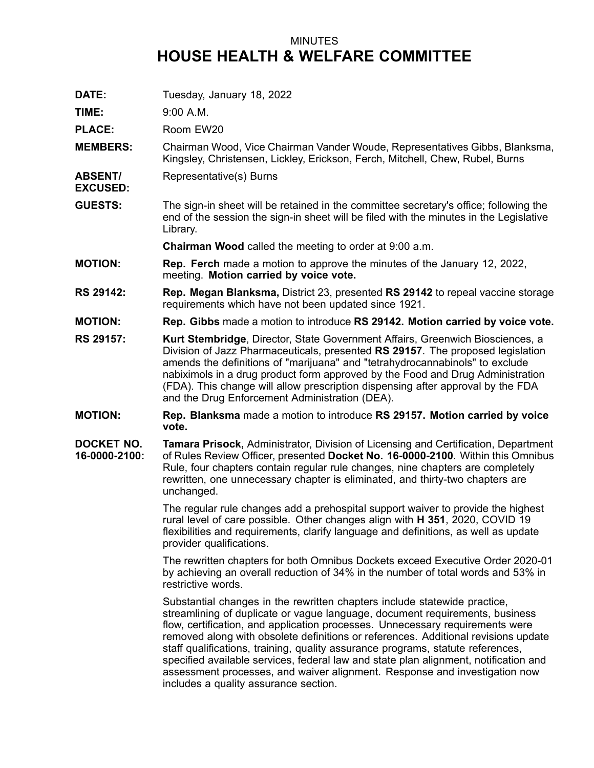MINUTES

# HOUSE HEALTH & WELFARE COMMITTEE

**DATE:** Tuesday, January 18, 2022

**TIME:** 9:00 A.M.

**PLACE:** Room EW20

**MEMBERS:** Chairman Wood, Vice Chairman Vander Woude, Representatives Gibbs, Blanksma, Kingsley, Christensen, Lickley, Erickson, Ferch, Mitchell, Chew, Rubel, Burns

**ABSENT/ EXCUSED:** Representative(s) Burns

**GUESTS:** The sign-in sheet will be retained in the committee secretary's office; following the end of the session the sign-in sheet will be filed with the minutes in the Legislative Library.

**Chairman Wood** called the meeting to order at 9:00 a.m.

**MOTION:** **Rep. Ferch** made a motion to approve the minutes of the January 12, 2022, meeting. **Motion carried by voice vote.**

**RS 29142:** **Rep. Megan Blanksma,** District 23, presented **RS 29142** to repeal vaccine storage requirements which have not been updated since 1921.

**MOTION:** **Rep. Gibbs** made a motion to introduce **RS 29142. Motion carried by voice vote.**

**RS 29157:** **Kurt Stembridge**, Director, State Government Affairs, Greenwich Biosciences, a Division of Jazz Pharmaceuticals, presented **RS 29157**. The proposed legislation amends the definitions of "marijuana" and "tetrahydrocannabinols" to exclude nabiximols in a drug product form approved by the Food and Drug Administration (FDA). This change will allow prescription dispensing after approval by the FDA and the Drug Enforcement Administration (DEA).

**MOTION:** **Rep. Blanksma** made a motion to introduce **RS 29157. Motion carried by voice vote.**

**DOCKET NO. 16-0000-2100:** **Tamara Prisock,** Administrator, Division of Licensing and Certification, Department of Rules Review Officer, presented **Docket No. 16-0000-2100**. Within this Omnibus Rule, four chapters contain regular rule changes, nine chapters are completely rewritten, one unnecessary chapter is eliminated, and thirty-two chapters are unchanged.

The regular rule changes add a prehospital support waiver to provide the highest rural level of care possible. Other changes align with **H 351**, 2020, COVID 19 flexibilities and requirements, clarify language and definitions, as well as update provider qualifications.

The rewritten chapters for both Omnibus Dockets exceed Executive Order 2020-01 by achieving an overall reduction of 34% in the number of total words and 53% in restrictive words.

Substantial changes in the rewritten chapters include statewide practice, streamlining of duplicate or vague language, document requirements, business flow, certification, and application processes. Unnecessary requirements were removed along with obsolete definitions or references. Additional revisions update staff qualifications, training, quality assurance programs, statute references, specified available services, federal law and state plan alignment, notification and assessment processes, and waiver alignment. Response and investigation now includes a quality assurance section.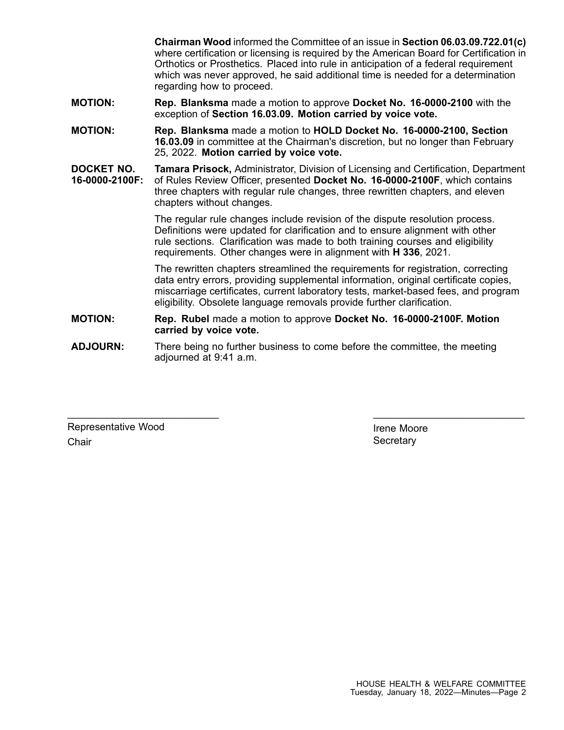**Chairman Wood** informed the Committee of an issue in **Section 06.03.09.722.01(c)** where certification or licensing is required by the American Board for Certification in Orthotics or Prosthetics. Placed into rule in anticipation of a federal requirement which was never approved, he said additional time is needed for a determination regarding how to proceed.

**MOTION:** **Rep. Blanksma** made a motion to approve **Docket No. 16-0000-2100** with the exception of **Section 16.03.09. Motion carried by voice vote.**

**MOTION:** **Rep. Blanksma** made a motion to **HOLD Docket No. 16-0000-2100, Section 16.03.09** in committee at the Chairman's discretion, but no longer than February 25, 2022. **Motion carried by voice vote.**

**DOCKET NO. 16-0000-2100F:** **Tamara Prisock,** Administrator, Division of Licensing and Certification, Department of Rules Review Officer, presented **Docket No. 16-0000-2100F**, which contains three chapters with regular rule changes, three rewritten chapters, and eleven chapters without changes.

The regular rule changes include revision of the dispute resolution process. Definitions were updated for clarification and to ensure alignment with other rule sections. Clarification was made to both training courses and eligibility requirements. Other changes were in alignment with **H 336**, 2021.

The rewritten chapters streamlined the requirements for registration, correcting data entry errors, providing supplemental information, original certificate copies, miscarriage certificates, current laboratory tests, market-based fees, and program eligibility. Obsolete language removals provide further clarification.

**MOTION:** **Rep. Rubel** made a motion to approve **Docket No. 16-0000-2100F. Motion carried by voice vote.**

**ADJOURN:** There being no further business to come before the committee, the meeting adjourned at 9:41 a.m.

___________________________

Representative Wood
Chair

___________________________

Irene Moore
Secretary